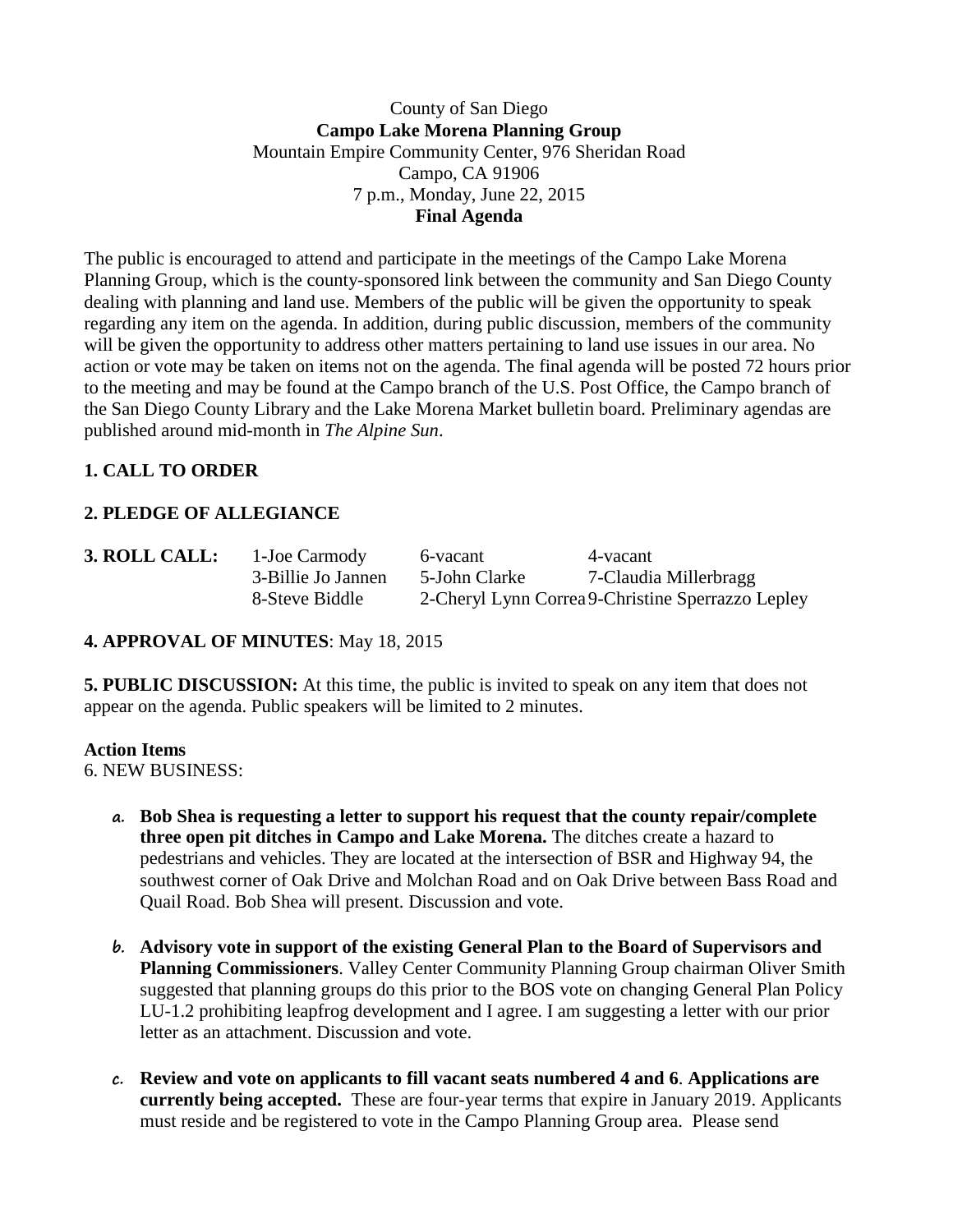County of San Diego

**Campo Lake Morena Planning Group**

Mountain Empire Community Center, 976 Sheridan Road

Campo, CA 91906

7 p.m., Monday, June 22, 2015

**Final Agenda**

The public is encouraged to attend and participate in the meetings of the Campo Lake Morena Planning Group, which is the county-sponsored link between the community and San Diego County dealing with planning and land use. Members of the public will be given the opportunity to speak regarding any item on the agenda. In addition, during public discussion, members of the community will be given the opportunity to address other matters pertaining to land use issues in our area. No action or vote may be taken on items not on the agenda. The final agenda will be posted 72 hours prior to the meeting and may be found at the Campo branch of the U.S. Post Office, the Campo branch of the San Diego County Library and the Lake Morena Market bulletin board. Preliminary agendas are published around mid-month in *The Alpine Sun*.

**1. CALL TO ORDER**

**2. PLEDGE OF ALLEGIANCE**

**3. ROLL CALL:**

| | | |
|---|---|---|
| 1-Joe Carmody | 6-vacant | 4-vacant |
| 3-Billie Jo Jannen | 5-John Clarke | 7-Claudia Millerbragg |
| 8-Steve Biddle | 2-Cheryl Lynn Correa | 9-Christine Sperrazzo Lepley |

**4. APPROVAL OF MINUTES**: May 18, 2015

**5. PUBLIC DISCUSSION:** At this time, the public is invited to speak on any item that does not appear on the agenda. Public speakers will be limited to 2 minutes.

**Action Items**

6. NEW BUSINESS:

a. **Bob Shea is requesting a letter to support his request that the county repair/complete three open pit ditches in Campo and Lake Morena.** The ditches create a hazard to pedestrians and vehicles. They are located at the intersection of BSR and Highway 94, the southwest corner of Oak Drive and Molchan Road and on Oak Drive between Bass Road and Quail Road. Bob Shea will present. Discussion and vote.

b. **Advisory vote in support of the existing General Plan to the Board of Supervisors and Planning Commissioners**. Valley Center Community Planning Group chairman Oliver Smith suggested that planning groups do this prior to the BOS vote on changing General Plan Policy LU-1.2 prohibiting leapfrog development and I agree. I am suggesting a letter with our prior letter as an attachment. Discussion and vote.

c. **Review and vote on applicants to fill vacant seats numbered 4 and 6**. **Applications are currently being accepted.** These are four-year terms that expire in January 2019. Applicants must reside and be registered to vote in the Campo Planning Group area. Please send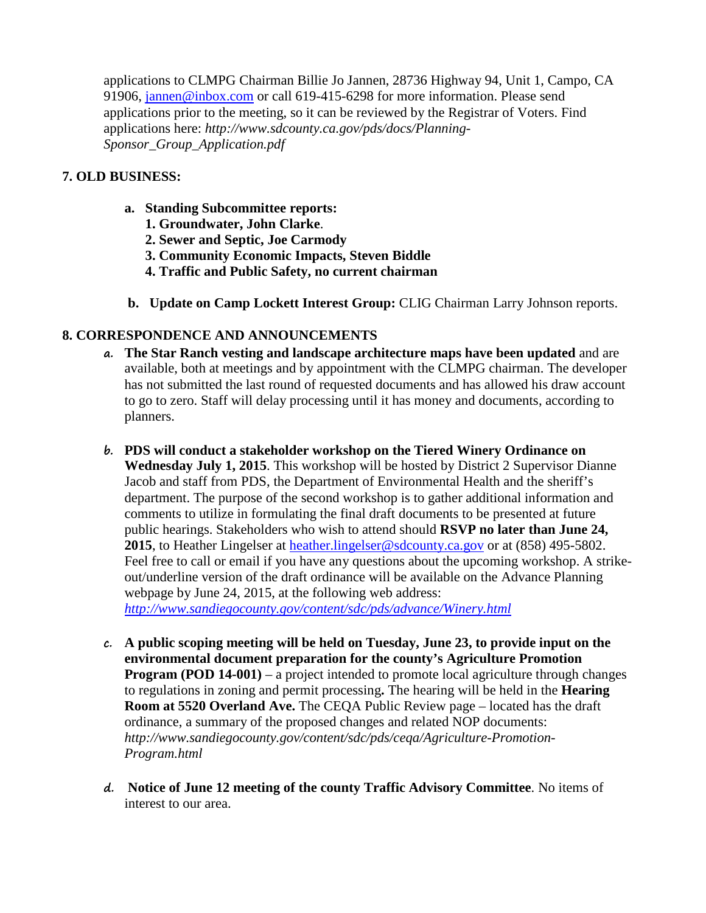applications to CLMPG Chairman Billie Jo Jannen, 28736 Highway 94, Unit 1, Campo, CA 91906, jannen@inbox.com or call 619-415-6298 for more information. Please send applications prior to the meeting, so it can be reviewed by the Registrar of Voters. Find applications here: *http://www.sdcounty.ca.gov/pds/docs/Planning-Sponsor_Group_Application.pdf*

**7. OLD BUSINESS:**

a. **Standing Subcommittee reports:**
   1. **Groundwater, John Clarke**.
   2. **Sewer and Septic, Joe Carmody**
   3. **Community Economic Impacts, Steven Biddle**
   4. **Traffic and Public Safety, no current chairman**

b. **Update on Camp Lockett Interest Group:** CLIG Chairman Larry Johnson reports.

**8. CORRESPONDENCE AND ANNOUNCEMENTS**

a. **The Star Ranch vesting and landscape architecture maps have been updated** and are available, both at meetings and by appointment with the CLMPG chairman. The developer has not submitted the last round of requested documents and has allowed his draw account to go to zero. Staff will delay processing until it has money and documents, according to planners.

b. **PDS will conduct a stakeholder workshop on the Tiered Winery Ordinance on Wednesday July 1, 2015**. This workshop will be hosted by District 2 Supervisor Dianne Jacob and staff from PDS, the Department of Environmental Health and the sheriff's department. The purpose of the second workshop is to gather additional information and comments to utilize in formulating the final draft documents to be presented at future public hearings. Stakeholders who wish to attend should **RSVP no later than June 24, 2015**, to Heather Lingelser at heather.lingelser@sdcounty.ca.gov or at (858) 495-5802. Feel free to call or email if you have any questions about the upcoming workshop. A strike-out/underline version of the draft ordinance will be available on the Advance Planning webpage by June 24, 2015, at the following web address: *http://www.sandiegocounty.gov/content/sdc/pds/advance/Winery.html*

c. **A public scoping meeting will be held on Tuesday, June 23, to provide input on the environmental document preparation for the county's Agriculture Promotion Program (POD 14-001)** – a project intended to promote local agriculture through changes to regulations in zoning and permit processing**.** The hearing will be held in the **Hearing Room at 5520 Overland Ave.** The CEQA Public Review page – located has the draft ordinance, a summary of the proposed changes and related NOP documents: *http://www.sandiegocounty.gov/content/sdc/pds/ceqa/Agriculture-Promotion-Program.html*

d. **Notice of June 12 meeting of the county Traffic Advisory Committee**. No items of interest to our area.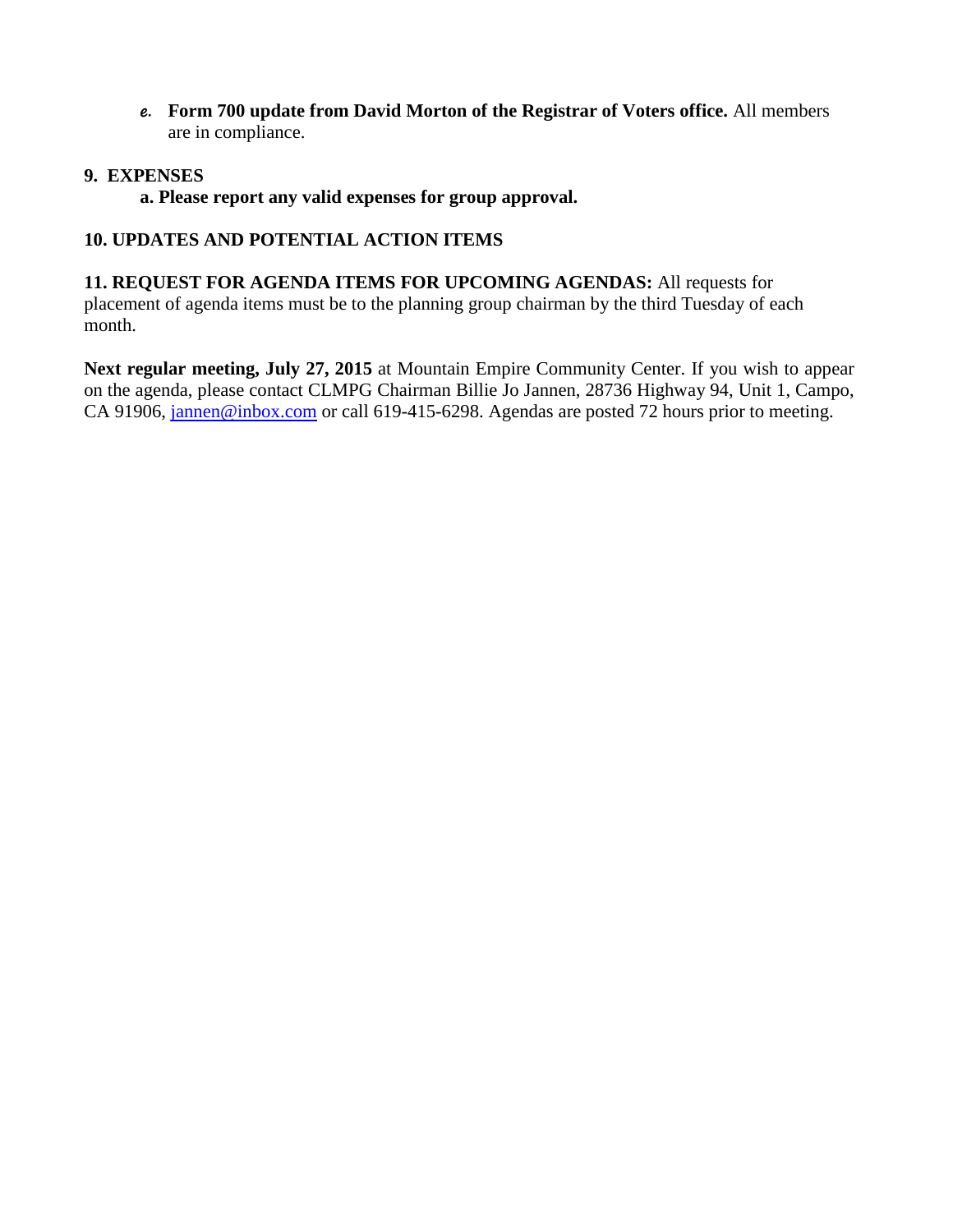*e.* **Form 700 update from David Morton of the Registrar of Voters office.** All members are in compliance.

**9. EXPENSES**

**a. Please report any valid expenses for group approval.**

**10. UPDATES AND POTENTIAL ACTION ITEMS**

**11. REQUEST FOR AGENDA ITEMS FOR UPCOMING AGENDAS:** All requests for placement of agenda items must be to the planning group chairman by the third Tuesday of each month.

**Next regular meeting, July 27, 2015** at Mountain Empire Community Center. If you wish to appear on the agenda, please contact CLMPG Chairman Billie Jo Jannen, 28736 Highway 94, Unit 1, Campo, CA 91906, jannen@inbox.com or call 619-415-6298. Agendas are posted 72 hours prior to meeting.